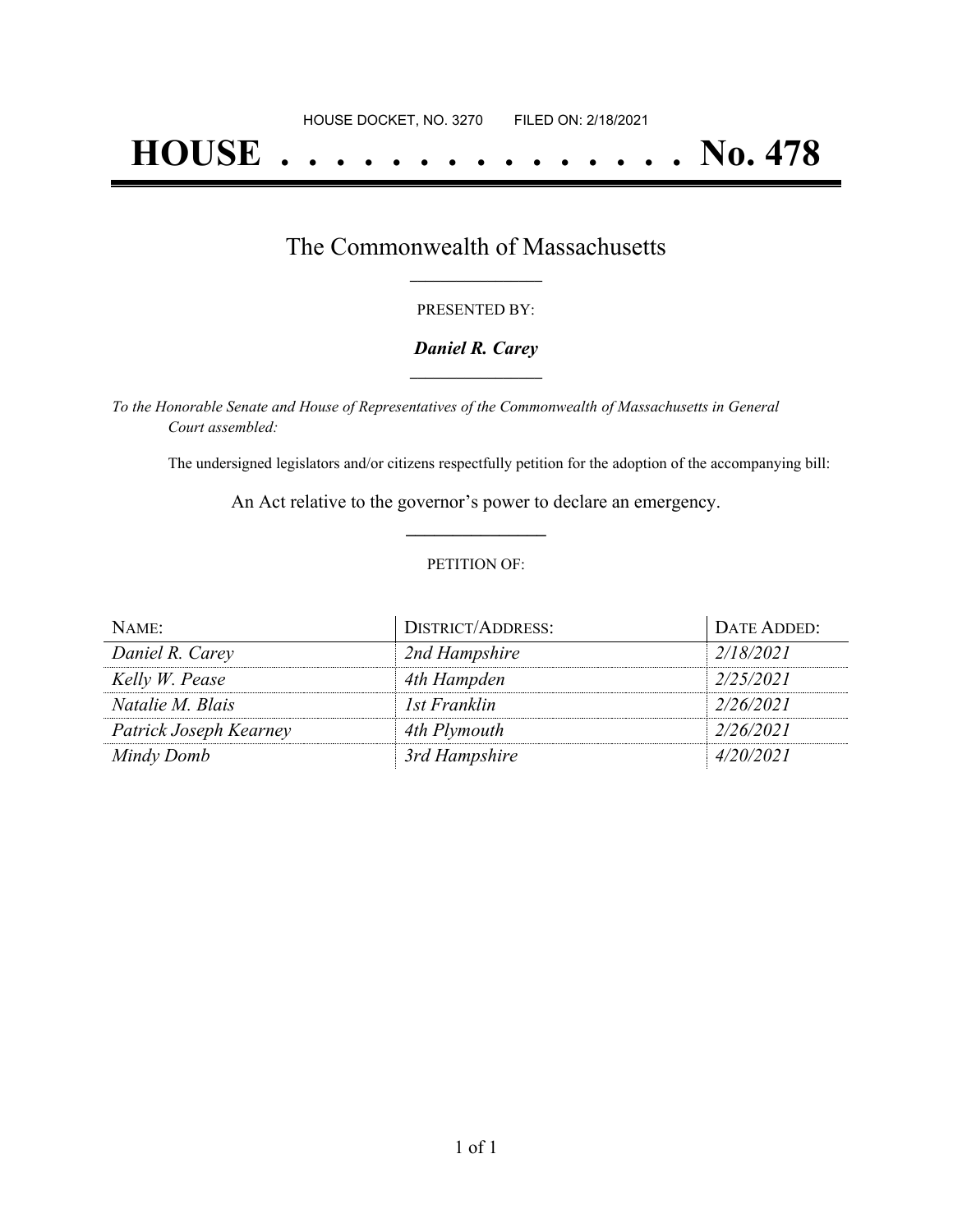HOUSE DOCKET, NO. 3270        FILED ON: 2/18/2021

# HOUSE . . . . . . . . . . . . . . . No. 478

## The Commonwealth of Massachusetts

PRESENTED BY:

***Daniel R. Carey***

*To the Honorable Senate and House of Representatives of the Commonwealth of Massachusetts in General Court assembled:*

The undersigned legislators and/or citizens respectfully petition for the adoption of the accompanying bill:

An Act relative to the governor's power to declare an emergency.

PETITION OF:

| NAME: | DISTRICT/ADDRESS: | DATE ADDED: |
|---|---|---|
| *Daniel R. Carey* | *2nd Hampshire* | *2/18/2021* |
| *Kelly W. Pease* | *4th Hampden* | *2/25/2021* |
| *Natalie M. Blais* | *1st Franklin* | *2/26/2021* |
| *Patrick Joseph Kearney* | *4th Plymouth* | *2/26/2021* |
| *Mindy Domb* | *3rd Hampshire* | *4/20/2021* |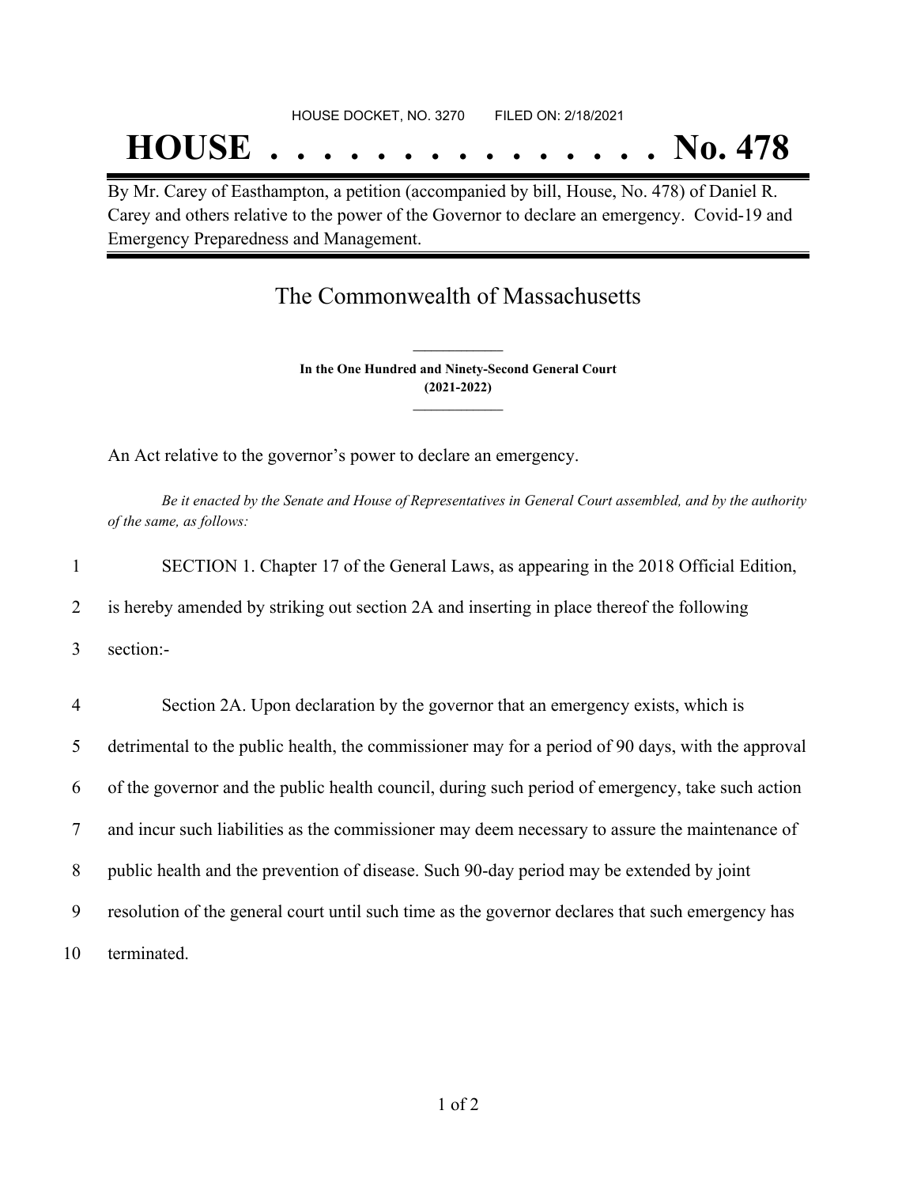HOUSE DOCKET, NO. 3270 FILED ON: 2/18/2021

# HOUSE . . . . . . . . . . . . . . . No. 478

By Mr. Carey of Easthampton, a petition (accompanied by bill, House, No. 478) of Daniel R. Carey and others relative to the power of the Governor to declare an emergency. Covid-19 and Emergency Preparedness and Management.

## The Commonwealth of Massachusetts

**In the One Hundred and Ninety-Second General Court**
**(2021-2022)**

An Act relative to the governor's power to declare an emergency.

*Be it enacted by the Senate and House of Representatives in General Court assembled, and by the authority of the same, as follows:*

1 SECTION 1. Chapter 17 of the General Laws, as appearing in the 2018 Official Edition,
2 is hereby amended by striking out section 2A and inserting in place thereof the following
3 section:-

4 Section 2A. Upon declaration by the governor that an emergency exists, which is
5 detrimental to the public health, the commissioner may for a period of 90 days, with the approval
6 of the governor and the public health council, during such period of emergency, take such action
7 and incur such liabilities as the commissioner may deem necessary to assure the maintenance of
8 public health and the prevention of disease. Such 90-day period may be extended by joint
9 resolution of the general court until such time as the governor declares that such emergency has
10 terminated.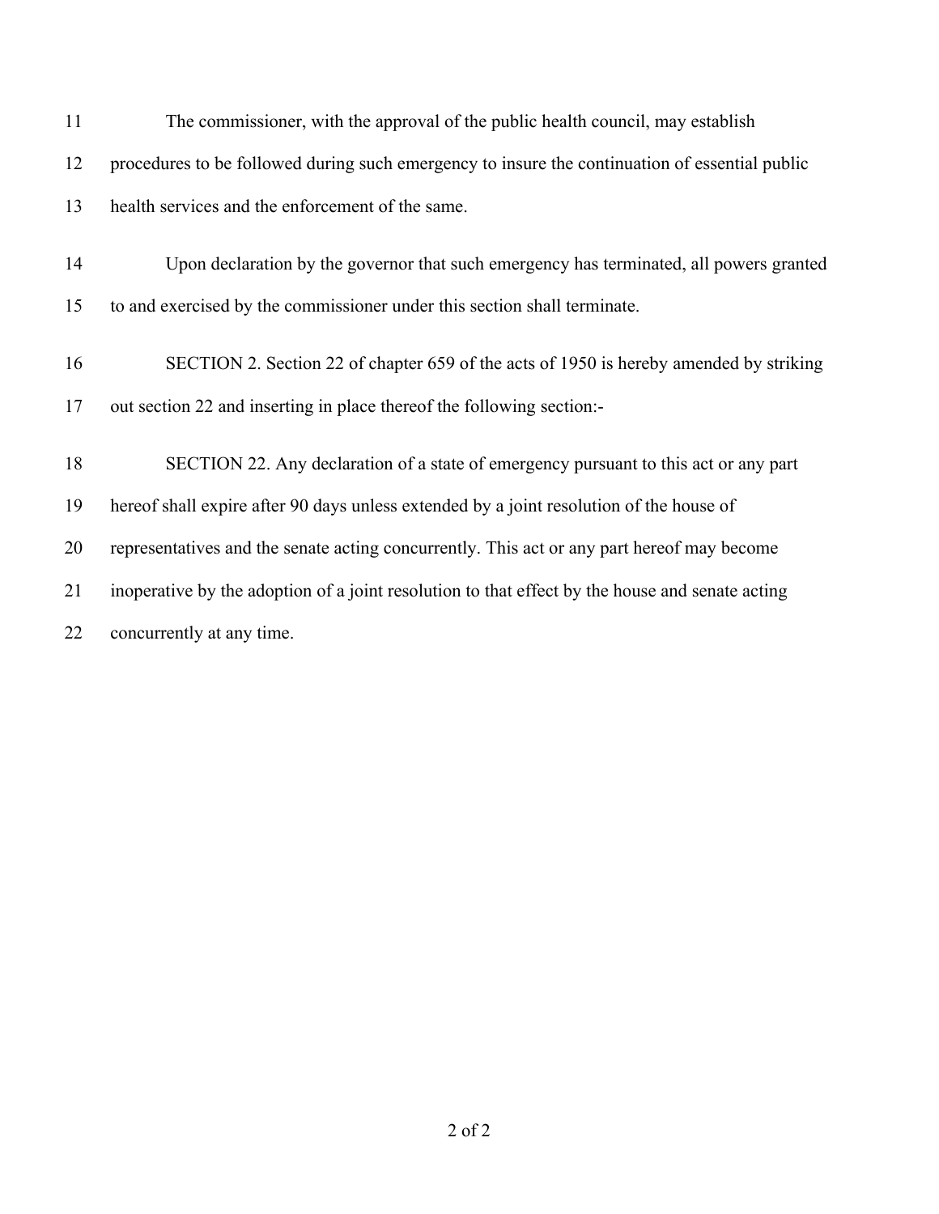The commissioner, with the approval of the public health council, may establish procedures to be followed during such emergency to insure the continuation of essential public health services and the enforcement of the same.

Upon declaration by the governor that such emergency has terminated, all powers granted to and exercised by the commissioner under this section shall terminate.

SECTION 2. Section 22 of chapter 659 of the acts of 1950 is hereby amended by striking out section 22 and inserting in place thereof the following section:-

SECTION 22. Any declaration of a state of emergency pursuant to this act or any part hereof shall expire after 90 days unless extended by a joint resolution of the house of representatives and the senate acting concurrently. This act or any part hereof may become inoperative by the adoption of a joint resolution to that effect by the house and senate acting concurrently at any time.